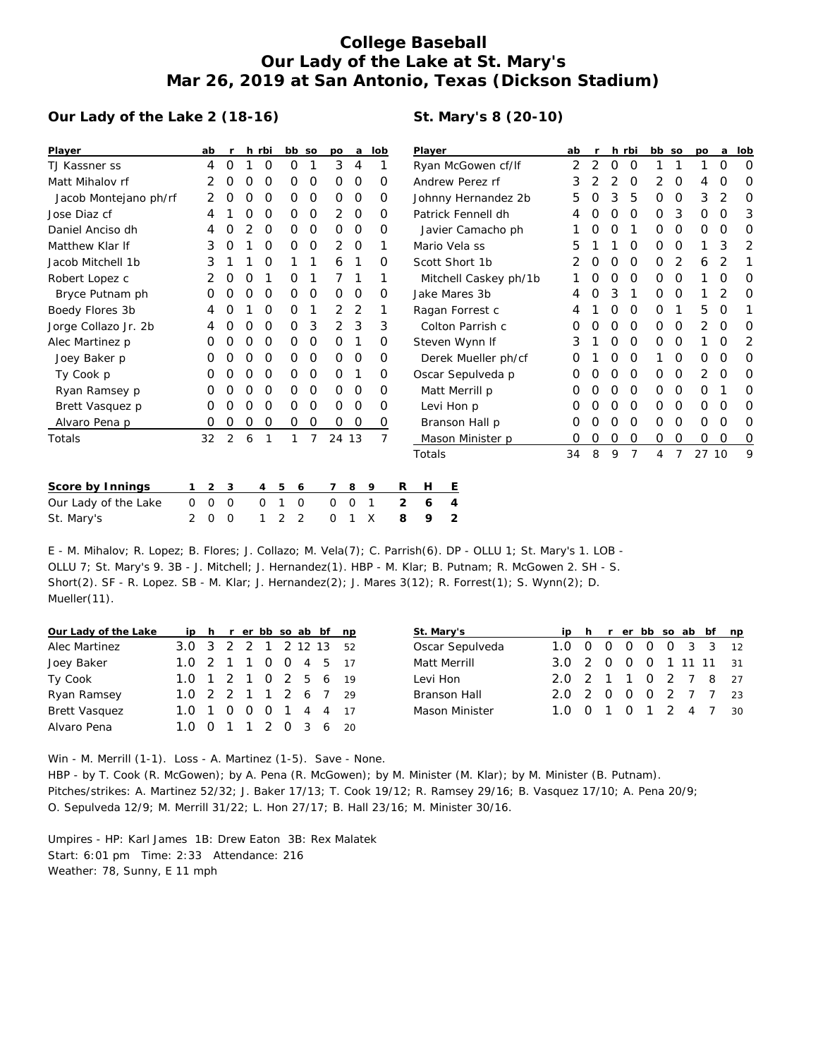# College Baseball
# Our Lady of the Lake at St. Mary's
# Mar 26, 2019 at San Antonio, Texas (Dickson Stadium)

## Our Lady of the Lake 2 (18-16)

| Player | ab | r | h | rbi | bb | so | po | a | lob |
|---|---|---|---|---|---|---|---|---|---|
| TJ Kassner ss | 4 | 0 | 1 | 0 | 0 | 1 | 3 | 4 | 1 |
| Matt Mihalov rf | 2 | 0 | 0 | 0 | 0 | 0 | 0 | 0 | 0 |
| Jacob Montejano ph/rf | 2 | 0 | 0 | 0 | 0 | 0 | 0 | 0 | 0 |
| Jose Diaz cf | 4 | 1 | 0 | 0 | 0 | 0 | 2 | 0 | 0 |
| Daniel Anciso dh | 4 | 0 | 2 | 0 | 0 | 0 | 0 | 0 | 0 |
| Matthew Klar lf | 3 | 0 | 1 | 0 | 0 | 0 | 2 | 0 | 1 |
| Jacob Mitchell 1b | 3 | 1 | 1 | 0 | 1 | 1 | 6 | 1 | 0 |
| Robert Lopez c | 2 | 0 | 0 | 1 | 0 | 1 | 7 | 1 | 1 |
| Bryce Putnam ph | 0 | 0 | 0 | 0 | 0 | 0 | 0 | 0 | 0 |
| Boedy Flores 3b | 4 | 0 | 1 | 0 | 0 | 1 | 2 | 2 | 1 |
| Jorge Collazo Jr. 2b | 4 | 0 | 0 | 0 | 0 | 3 | 2 | 3 | 3 |
| Alec Martinez p | 0 | 0 | 0 | 0 | 0 | 0 | 0 | 1 | 0 |
| Joey Baker p | 0 | 0 | 0 | 0 | 0 | 0 | 0 | 0 | 0 |
| Ty Cook p | 0 | 0 | 0 | 0 | 0 | 0 | 0 | 1 | 0 |
| Ryan Ramsey p | 0 | 0 | 0 | 0 | 0 | 0 | 0 | 0 | 0 |
| Brett Vasquez p | 0 | 0 | 0 | 0 | 0 | 0 | 0 | 0 | 0 |
| Alvaro Pena p | 0 | 0 | 0 | 0 | 0 | 0 | 0 | 0 | 0 |
| Totals | 32 | 2 | 6 | 1 | 1 | 7 | 24 | 13 | 7 |

## St. Mary's 8 (20-10)

| Player | ab | r | h | rbi | bb | so | po | a | lob |
|---|---|---|---|---|---|---|---|---|---|
| Ryan McGowen cf/lf | 2 | 2 | 0 | 0 | 1 | 1 | 1 | 0 | 0 |
| Andrew Perez rf | 3 | 2 | 2 | 0 | 2 | 0 | 4 | 0 | 0 |
| Johnny Hernandez 2b | 5 | 0 | 3 | 5 | 0 | 0 | 3 | 2 | 0 |
| Patrick Fennell dh | 4 | 0 | 0 | 0 | 0 | 3 | 0 | 0 | 3 |
| Javier Camacho ph | 1 | 0 | 0 | 1 | 0 | 0 | 0 | 0 | 0 |
| Mario Vela ss | 5 | 1 | 1 | 0 | 0 | 0 | 1 | 3 | 2 |
| Scott Short 1b | 2 | 0 | 0 | 0 | 0 | 2 | 6 | 2 | 1 |
| Mitchell Caskey ph/1b | 1 | 0 | 0 | 0 | 0 | 0 | 1 | 0 | 0 |
| Jake Mares 3b | 4 | 0 | 3 | 1 | 0 | 0 | 1 | 2 | 0 |
| Ragan Forrest c | 4 | 1 | 0 | 0 | 0 | 1 | 5 | 0 | 1 |
| Colton Parrish c | 0 | 0 | 0 | 0 | 0 | 0 | 2 | 0 | 0 |
| Steven Wynn lf | 3 | 1 | 0 | 0 | 0 | 0 | 1 | 0 | 2 |
| Derek Mueller ph/cf | 0 | 1 | 0 | 0 | 1 | 0 | 0 | 0 | 0 |
| Oscar Sepulveda p | 0 | 0 | 0 | 0 | 0 | 0 | 2 | 0 | 0 |
| Matt Merrill p | 0 | 0 | 0 | 0 | 0 | 0 | 0 | 1 | 0 |
| Levi Hon p | 0 | 0 | 0 | 0 | 0 | 0 | 0 | 0 | 0 |
| Branson Hall p | 0 | 0 | 0 | 0 | 0 | 0 | 0 | 0 | 0 |
| Mason Minister p | 0 | 0 | 0 | 0 | 0 | 0 | 0 | 0 | 0 |
| Totals | 34 | 8 | 9 | 7 | 4 | 7 | 27 | 10 | 9 |

| Score by Innings | 1 | 2 | 3 | 4 | 5 | 6 | 7 | 8 | 9 | R | H | E |
|---|---|---|---|---|---|---|---|---|---|---|---|---|
| Our Lady of the Lake | 0 | 0 | 0 | 0 | 1 | 0 | 0 | 0 | 1 | 2 | 6 | 4 |
| St. Mary's | 2 | 0 | 0 | 1 | 2 | 2 | 0 | 1 | X | 8 | 9 | 2 |

E - M. Mihalov; R. Lopez; B. Flores; J. Collazo; M. Vela(7); C. Parrish(6). DP - OLLU 1; St. Mary's 1. LOB - OLLU 7; St. Mary's 9. 3B - J. Mitchell; J. Hernandez(1). HBP - M. Klar; B. Putnam; R. McGowen 2. SH - S. Short(2). SF - R. Lopez. SB - M. Klar; J. Hernandez(2); J. Mares 3(12); R. Forrest(1); S. Wynn(2); D. Mueller(11).

| Our Lady of the Lake | ip | h | r | er | bb | so | ab | bf | np |
|---|---|---|---|---|---|---|---|---|---|
| Alec Martinez | 3.0 | 3 | 2 | 2 | 1 | 2 | 12 | 13 | 52 |
| Joey Baker | 1.0 | 2 | 1 | 1 | 0 | 0 | 4 | 5 | 17 |
| Ty Cook | 1.0 | 1 | 2 | 1 | 0 | 2 | 5 | 6 | 19 |
| Ryan Ramsey | 1.0 | 2 | 2 | 1 | 1 | 2 | 6 | 7 | 29 |
| Brett Vasquez | 1.0 | 1 | 0 | 0 | 0 | 1 | 4 | 4 | 17 |
| Alvaro Pena | 1.0 | 0 | 1 | 1 | 2 | 0 | 3 | 6 | 20 |

| St. Mary's | ip | h | r | er | bb | so | ab | bf | np |
|---|---|---|---|---|---|---|---|---|---|
| Oscar Sepulveda | 1.0 | 0 | 0 | 0 | 0 | 0 | 3 | 3 | 12 |
| Matt Merrill | 3.0 | 2 | 0 | 0 | 0 | 1 | 11 | 11 | 31 |
| Levi Hon | 2.0 | 2 | 1 | 1 | 0 | 2 | 7 | 8 | 27 |
| Branson Hall | 2.0 | 2 | 0 | 0 | 0 | 2 | 7 | 7 | 23 |
| Mason Minister | 1.0 | 0 | 1 | 0 | 1 | 2 | 4 | 7 | 30 |

Win - M. Merrill (1-1). Loss - A. Martinez (1-5). Save - None.
HBP - by T. Cook (R. McGowen); by A. Pena (R. McGowen); by M. Minister (M. Klar); by M. Minister (B. Putnam).
Pitches/strikes: A. Martinez 52/32; J. Baker 17/13; T. Cook 19/12; R. Ramsey 29/16; B. Vasquez 17/10; A. Pena 20/9; O. Sepulveda 12/9; M. Merrill 31/22; L. Hon 27/17; B. Hall 23/16; M. Minister 30/16.

Umpires - HP: Karl James 1B: Drew Eaton 3B: Rex Malatek
Start: 6:01 pm Time: 2:33 Attendance: 216
Weather: 78, Sunny, E 11 mph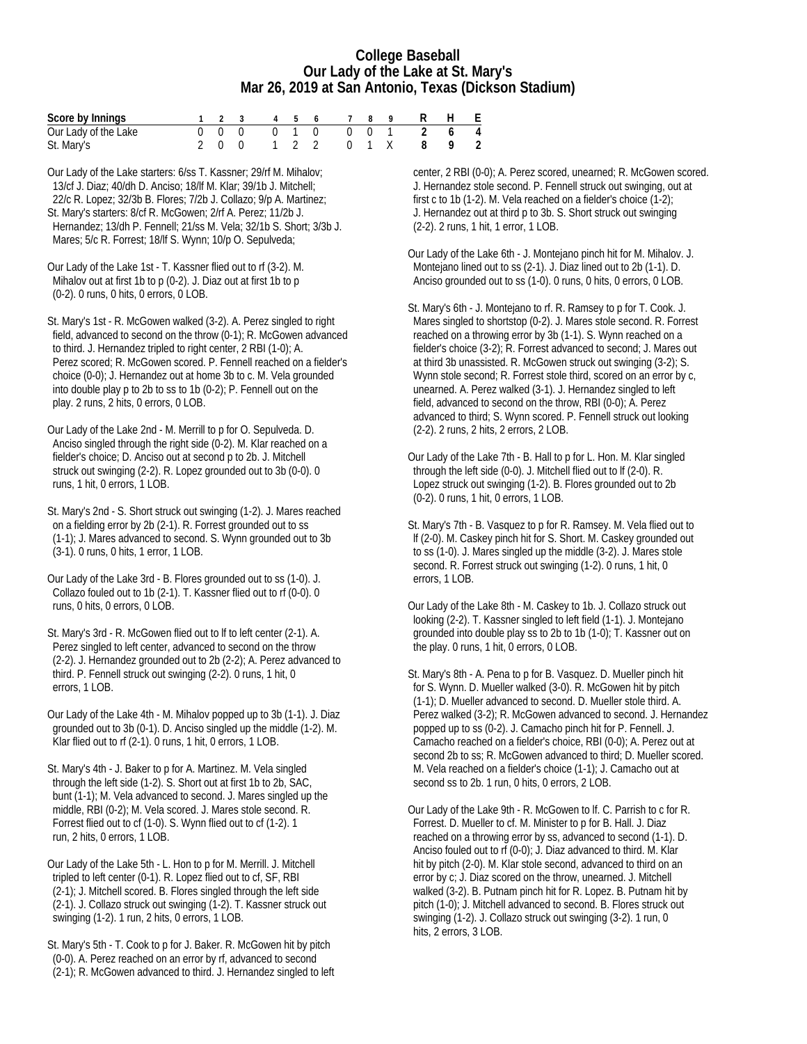# College Baseball
## Our Lady of the Lake at St. Mary's
### Mar 26, 2019 at San Antonio, Texas (Dickson Stadium)

| Score by Innings | 1 | 2 | 3 | 4 | 5 | 6 | 7 | 8 | 9 | R | H | E |
|---|---|---|---|---|---|---|---|---|---|---|---|---|
| Our Lady of the Lake | 0 | 0 | 0 | 0 | 1 | 0 | 0 | 0 | 1 | 2 | 6 | 4 |
| St. Mary's | 2 | 0 | 0 | 1 | 2 | 2 | 0 | 1 | X | 8 | 9 | 2 |

Our Lady of the Lake starters: 6/ss T. Kassner; 29/rf M. Mihalov; 13/cf J. Diaz; 40/dh D. Anciso; 18/lf M. Klar; 39/1b J. Mitchell; 22/c R. Lopez; 32/3b B. Flores; 7/2b J. Collazo; 9/p A. Martinez;
St. Mary's starters: 8/cf R. McGowen; 2/rf A. Perez; 11/2b J. Hernandez; 13/dh P. Fennell; 21/ss M. Vela; 32/1b S. Short; 3/3b J. Mares; 5/c R. Forrest; 18/lf S. Wynn; 10/p O. Sepulveda;

Our Lady of the Lake 1st - T. Kassner flied out to rf (3-2). M. Mihalov out at first 1b to p (0-2). J. Diaz out at first 1b to p (0-2). 0 runs, 0 hits, 0 errors, 0 LOB.

St. Mary's 1st - R. McGowen walked (3-2). A. Perez singled to right field, advanced to second on the throw (0-1); R. McGowen advanced to third. J. Hernandez tripled to right center, 2 RBI (1-0); A. Perez scored; R. McGowen scored. P. Fennell reached on a fielder's choice (0-0); J. Hernandez out at home 3b to c. M. Vela grounded into double play p to 2b to ss to 1b (0-2); P. Fennell out on the play. 2 runs, 2 hits, 0 errors, 0 LOB.

Our Lady of the Lake 2nd - M. Merrill to p for O. Sepulveda. D. Anciso singled through the right side (0-2). M. Klar reached on a fielder's choice; D. Anciso out at second p to 2b. J. Mitchell struck out swinging (2-2). R. Lopez grounded out to 3b (0-0). 0 runs, 1 hit, 0 errors, 1 LOB.

St. Mary's 2nd - S. Short struck out swinging (1-2). J. Mares reached on a fielding error by 2b (2-1). R. Forrest grounded out to ss (1-1); J. Mares advanced to second. S. Wynn grounded out to 3b (3-1). 0 runs, 0 hits, 1 error, 1 LOB.

Our Lady of the Lake 3rd - B. Flores grounded out to ss (1-0). J. Collazo fouled out to 1b (2-1). T. Kassner flied out to rf (0-0). 0 runs, 0 hits, 0 errors, 0 LOB.

St. Mary's 3rd - R. McGowen flied out to lf to left center (2-1). A. Perez singled to left center, advanced to second on the throw (2-2). J. Hernandez grounded out to 2b (2-2); A. Perez advanced to third. P. Fennell struck out swinging (2-2). 0 runs, 1 hit, 0 errors, 1 LOB.

Our Lady of the Lake 4th - M. Mihalov popped up to 3b (1-1). J. Diaz grounded out to 3b (0-1). D. Anciso singled up the middle (1-2). M. Klar flied out to rf (2-1). 0 runs, 1 hit, 0 errors, 1 LOB.

St. Mary's 4th - J. Baker to p for A. Martinez. M. Vela singled through the left side (1-2). S. Short out at first 1b to 2b, SAC, bunt (1-1); M. Vela advanced to second. J. Mares singled up the middle, RBI (0-2); M. Vela scored. J. Mares stole second. R. Forrest flied out to cf (1-0). S. Wynn flied out to cf (1-2). 1 run, 2 hits, 0 errors, 1 LOB.

Our Lady of the Lake 5th - L. Hon to p for M. Merrill. J. Mitchell tripled to left center (0-1). R. Lopez flied out to cf, SF, RBI (2-1); J. Mitchell scored. B. Flores singled through the left side (2-1). J. Collazo struck out swinging (1-2). T. Kassner struck out swinging (1-2). 1 run, 2 hits, 0 errors, 1 LOB.

St. Mary's 5th - T. Cook to p for J. Baker. R. McGowen hit by pitch (0-0). A. Perez reached on an error by rf, advanced to second (2-1); R. McGowen advanced to third. J. Hernandez singled to left center, 2 RBI (0-0); A. Perez scored, unearned; R. McGowen scored. J. Hernandez stole second. P. Fennell struck out swinging, out at first c to 1b (1-2). M. Vela reached on a fielder's choice (1-2); J. Hernandez out at third p to 3b. S. Short struck out swinging (2-2). 2 runs, 1 hit, 1 error, 1 LOB.

Our Lady of the Lake 6th - J. Montejano pinch hit for M. Mihalov. J. Montejano lined out to ss (2-1). J. Diaz lined out to 2b (1-1). D. Anciso grounded out to ss (1-0). 0 runs, 0 hits, 0 errors, 0 LOB.

St. Mary's 6th - J. Montejano to rf. R. Ramsey to p for T. Cook. J. Mares singled to shortstop (0-2). J. Mares stole second. R. Forrest reached on a throwing error by 3b (1-1). S. Wynn reached on a fielder's choice (3-2); R. Forrest advanced to second; J. Mares out at third 3b unassisted. R. McGowen struck out swinging (3-2); S. Wynn stole second; R. Forrest stole third, scored on an error by c, unearned. A. Perez walked (3-1). J. Hernandez singled to left field, advanced to second on the throw, RBI (0-0); A. Perez advanced to third; S. Wynn scored. P. Fennell struck out looking (2-2). 2 runs, 2 hits, 2 errors, 2 LOB.

Our Lady of the Lake 7th - B. Hall to p for L. Hon. M. Klar singled through the left side (0-0). J. Mitchell flied out to lf (2-0). R. Lopez struck out swinging (1-2). B. Flores grounded out to 2b (0-2). 0 runs, 1 hit, 0 errors, 1 LOB.

St. Mary's 7th - B. Vasquez to p for R. Ramsey. M. Vela flied out to lf (2-0). M. Caskey pinch hit for S. Short. M. Caskey grounded out to ss (1-0). J. Mares singled up the middle (3-2). J. Mares stole second. R. Forrest struck out swinging (1-2). 0 runs, 1 hit, 0 errors, 1 LOB.

Our Lady of the Lake 8th - M. Caskey to 1b. J. Collazo struck out looking (2-2). T. Kassner singled to left field (1-1). J. Montejano grounded into double play ss to 2b to 1b (1-0); T. Kassner out on the play. 0 runs, 1 hit, 0 errors, 0 LOB.

St. Mary's 8th - A. Pena to p for B. Vasquez. D. Mueller pinch hit for S. Wynn. D. Mueller walked (3-0). R. McGowen hit by pitch (1-1); D. Mueller advanced to second. D. Mueller stole third. A. Perez walked (3-2); R. McGowen advanced to second. J. Hernandez popped up to ss (0-2). J. Camacho pinch hit for P. Fennell. J. Camacho reached on a fielder's choice, RBI (0-0); A. Perez out at second 2b to ss; R. McGowen advanced to third; D. Mueller scored. M. Vela reached on a fielder's choice (1-1); J. Camacho out at second ss to 2b. 1 run, 0 hits, 0 errors, 2 LOB.

Our Lady of the Lake 9th - R. McGowen to lf. C. Parrish to c for R. Forrest. D. Mueller to cf. M. Minister to p for B. Hall. J. Diaz reached on a throwing error by ss, advanced to second (1-1). D. Anciso fouled out to rf (0-0); J. Diaz advanced to third. M. Klar hit by pitch (2-0). M. Klar stole second, advanced to third on an error by c; J. Diaz scored on the throw, unearned. J. Mitchell walked (3-2). B. Putnam pinch hit for R. Lopez. B. Putnam hit by pitch (1-0); J. Mitchell advanced to second. B. Flores struck out swinging (1-2). J. Collazo struck out swinging (3-2). 1 run, 0 hits, 2 errors, 3 LOB.